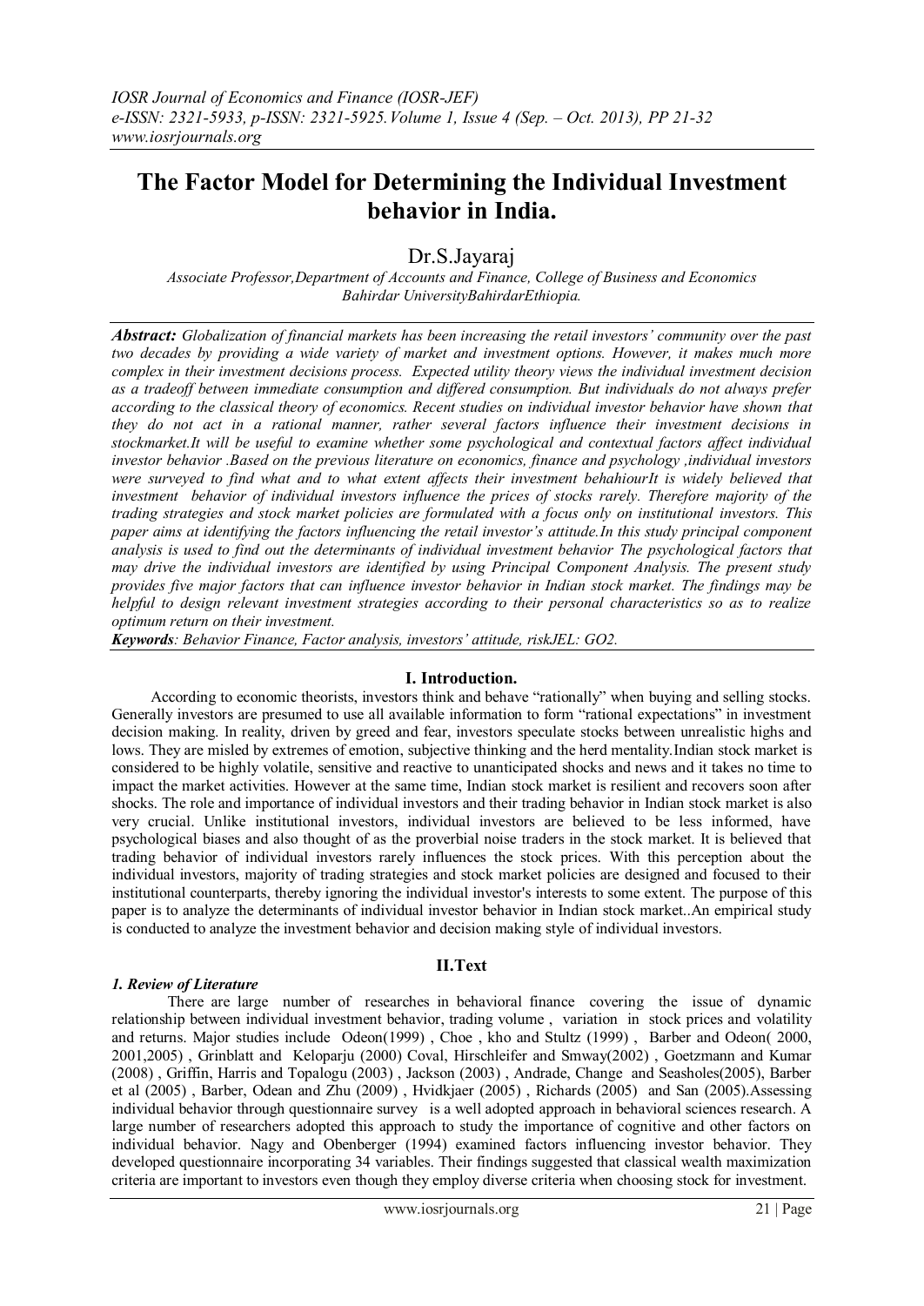# The Factor Model for Determining the Individual Investment behavior in India.

Dr.S.Jayaraj

*Associate Professor,Department of Accounts and Finance, College of Business and Economics Bahirdar UniversityBahirdarEthiopia.*

***Abstract:*** *Globalization of financial markets has been increasing the retail investors' community over the past two decades by providing a wide variety of market and investment options. However, it makes much more complex in their investment decisions process. Expected utility theory views the individual investment decision as a tradeoff between immediate consumption and differed consumption. But individuals do not always prefer according to the classical theory of economics. Recent studies on individual investor behavior have shown that they do not act in a rational manner, rather several factors influence their investment decisions in stockmarket.It will be useful to examine whether some psychological and contextual factors affect individual investor behavior .Based on the previous literature on economics, finance and psychology ,individual investors were surveyed to find what and to what extent affects their investment behahiourIt is widely believed that investment behavior of individual investors influence the prices of stocks rarely. Therefore majority of the trading strategies and stock market policies are formulated with a focus only on institutional investors. This paper aims at identifying the factors influencing the retail investor's attitude.In this study principal component analysis is used to find out the determinants of individual investment behavior The psychological factors that may drive the individual investors are identified by using Principal Component Analysis. The present study provides five major factors that can influence investor behavior in Indian stock market. The findings may be helpful to design relevant investment strategies according to their personal characteristics so as to realize optimum return on their investment.*

***Keywords****: Behavior Finance, Factor analysis, investors' attitude, riskJEL: GO2.*

## I. Introduction.

According to economic theorists, investors think and behave "rationally" when buying and selling stocks. Generally investors are presumed to use all available information to form "rational expectations" in investment decision making. In reality, driven by greed and fear, investors speculate stocks between unrealistic highs and lows. They are misled by extremes of emotion, subjective thinking and the herd mentality.Indian stock market is considered to be highly volatile, sensitive and reactive to unanticipated shocks and news and it takes no time to impact the market activities. However at the same time, Indian stock market is resilient and recovers soon after shocks. The role and importance of individual investors and their trading behavior in Indian stock market is also very crucial. Unlike institutional investors, individual investors are believed to be less informed, have psychological biases and also thought of as the proverbial noise traders in the stock market. It is believed that trading behavior of individual investors rarely influences the stock prices. With this perception about the individual investors, majority of trading strategies and stock market policies are designed and focused to their institutional counterparts, thereby ignoring the individual investor's interests to some extent. The purpose of this paper is to analyze the determinants of individual investor behavior in Indian stock market..An empirical study is conducted to analyze the investment behavior and decision making style of individual investors.

## II.Text

### *1. Review of Literature*

There are large number of researches in behavioral finance covering the issue of dynamic relationship between individual investment behavior, trading volume , variation in stock prices and volatility and returns. Major studies include Odeon(1999) , Choe , kho and Stultz (1999) , Barber and Odeon( 2000, 2001,2005) , Grinblatt and Keloparju (2000) Coval, Hirschleifer and Smway(2002) , Goetzmann and Kumar (2008) , Griffin, Harris and Topalogu (2003) , Jackson (2003) , Andrade, Change and Seasholes(2005), Barber et al (2005) , Barber, Odean and Zhu (2009) , Hvidkjaer (2005) , Richards (2005) and San (2005).Assessing individual behavior through questionnaire survey is a well adopted approach in behavioral sciences research. A large number of researchers adopted this approach to study the importance of cognitive and other factors on individual behavior. Nagy and Obenberger (1994) examined factors influencing investor behavior. They developed questionnaire incorporating 34 variables. Their findings suggested that classical wealth maximization criteria are important to investors even though they employ diverse criteria when choosing stock for investment.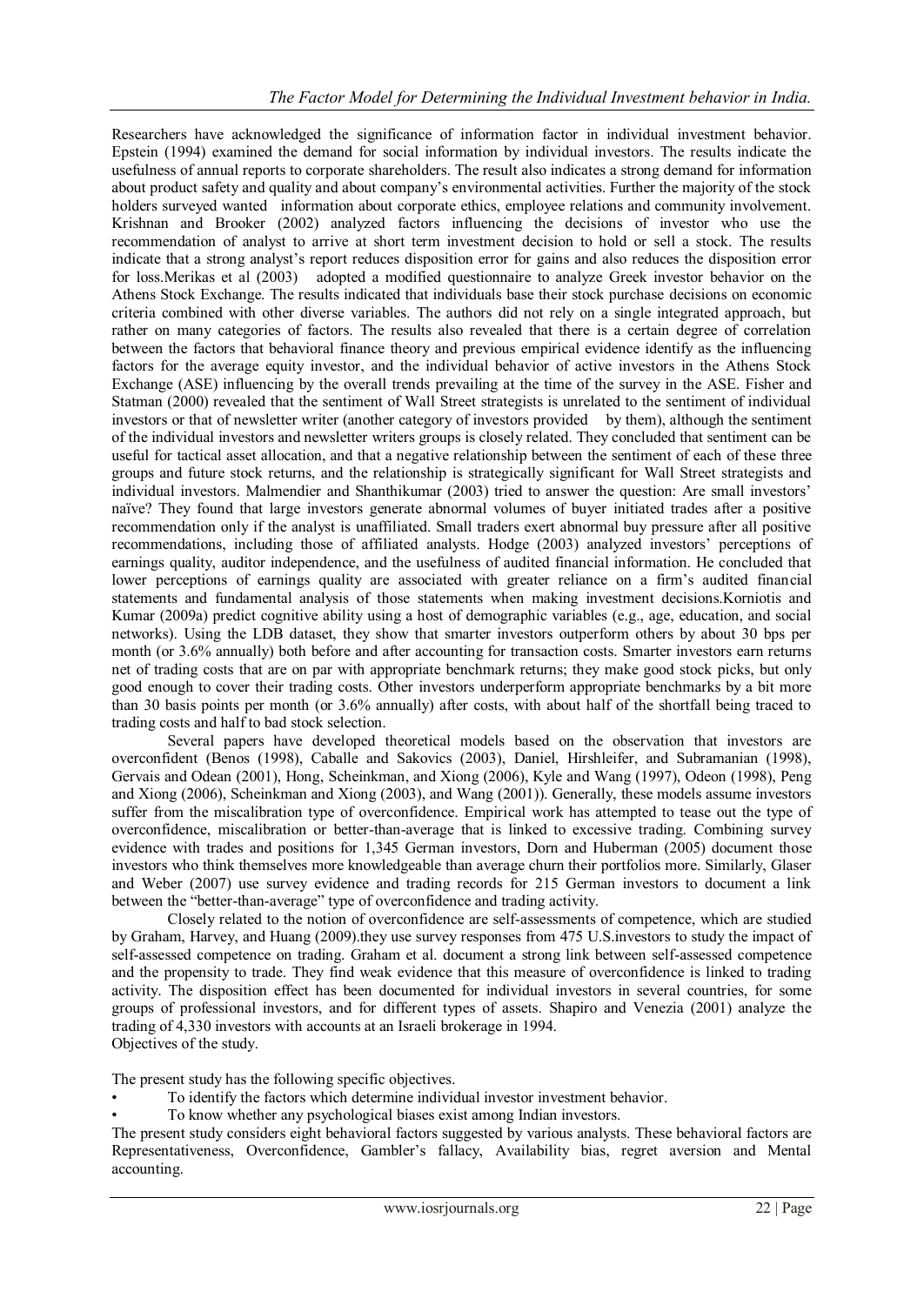Researchers have acknowledged the significance of information factor in individual investment behavior. Epstein (1994) examined the demand for social information by individual investors. The results indicate the usefulness of annual reports to corporate shareholders. The result also indicates a strong demand for information about product safety and quality and about company's environmental activities. Further the majority of the stock holders surveyed wanted information about corporate ethics, employee relations and community involvement. Krishnan and Brooker (2002) analyzed factors influencing the decisions of investor who use the recommendation of analyst to arrive at short term investment decision to hold or sell a stock. The results indicate that a strong analyst's report reduces disposition error for gains and also reduces the disposition error for loss.Merikas et al (2003) adopted a modified questionnaire to analyze Greek investor behavior on the Athens Stock Exchange. The results indicated that individuals base their stock purchase decisions on economic criteria combined with other diverse variables. The authors did not rely on a single integrated approach, but rather on many categories of factors. The results also revealed that there is a certain degree of correlation between the factors that behavioral finance theory and previous empirical evidence identify as the influencing factors for the average equity investor, and the individual behavior of active investors in the Athens Stock Exchange (ASE) influencing by the overall trends prevailing at the time of the survey in the ASE. Fisher and Statman (2000) revealed that the sentiment of Wall Street strategists is unrelated to the sentiment of individual investors or that of newsletter writer (another category of investors provided by them), although the sentiment of the individual investors and newsletter writers groups is closely related. They concluded that sentiment can be useful for tactical asset allocation, and that a negative relationship between the sentiment of each of these three groups and future stock returns, and the relationship is strategically significant for Wall Street strategists and individual investors. Malmendier and Shanthikumar (2003) tried to answer the question: Are small investors' naïve? They found that large investors generate abnormal volumes of buyer initiated trades after a positive recommendation only if the analyst is unaffiliated. Small traders exert abnormal buy pressure after all positive recommendations, including those of affiliated analysts. Hodge (2003) analyzed investors' perceptions of earnings quality, auditor independence, and the usefulness of audited financial information. He concluded that lower perceptions of earnings quality are associated with greater reliance on a firm's audited financial statements and fundamental analysis of those statements when making investment decisions.Korniotis and Kumar (2009a) predict cognitive ability using a host of demographic variables (e.g., age, education, and social networks). Using the LDB dataset, they show that smarter investors outperform others by about 30 bps per month (or 3.6% annually) both before and after accounting for transaction costs. Smarter investors earn returns net of trading costs that are on par with appropriate benchmark returns; they make good stock picks, but only good enough to cover their trading costs. Other investors underperform appropriate benchmarks by a bit more than 30 basis points per month (or 3.6% annually) after costs, with about half of the shortfall being traced to trading costs and half to bad stock selection.

Several papers have developed theoretical models based on the observation that investors are overconfident (Benos (1998), Caballe and Sakovics (2003), Daniel, Hirshleifer, and Subramanian (1998), Gervais and Odean (2001), Hong, Scheinkman, and Xiong (2006), Kyle and Wang (1997), Odeon (1998), Peng and Xiong (2006), Scheinkman and Xiong (2003), and Wang (2001)). Generally, these models assume investors suffer from the miscalibration type of overconfidence. Empirical work has attempted to tease out the type of overconfidence, miscalibration or better-than-average that is linked to excessive trading. Combining survey evidence with trades and positions for 1,345 German investors, Dorn and Huberman (2005) document those investors who think themselves more knowledgeable than average churn their portfolios more. Similarly, Glaser and Weber (2007) use survey evidence and trading records for 215 German investors to document a link between the "better-than-average" type of overconfidence and trading activity.

Closely related to the notion of overconfidence are self-assessments of competence, which are studied by Graham, Harvey, and Huang (2009).they use survey responses from 475 U.S.investors to study the impact of self-assessed competence on trading. Graham et al. document a strong link between self-assessed competence and the propensity to trade. They find weak evidence that this measure of overconfidence is linked to trading activity. The disposition effect has been documented for individual investors in several countries, for some groups of professional investors, and for different types of assets. Shapiro and Venezia (2001) analyze the trading of 4,330 investors with accounts at an Israeli brokerage in 1994.

Objectives of the study.

The present study has the following specific objectives.

- To identify the factors which determine individual investor investment behavior.
- To know whether any psychological biases exist among Indian investors.

The present study considers eight behavioral factors suggested by various analysts. These behavioral factors are Representativeness, Overconfidence, Gambler's fallacy, Availability bias, regret aversion and Mental accounting.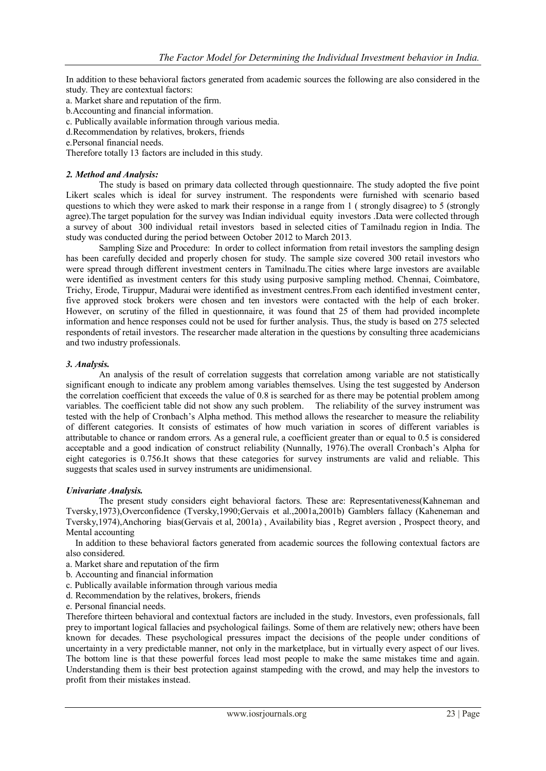In addition to these behavioral factors generated from academic sources the following are also considered in the study. They are contextual factors:

a. Market share and reputation of the firm.
b.Accounting and financial information.
c. Publically available information through various media.
d.Recommendation by relatives, brokers, friends
e.Personal financial needs.

Therefore totally 13 factors are included in this study.

### *2. Method and Analysis:*

The study is based on primary data collected through questionnaire. The study adopted the five point Likert scales which is ideal for survey instrument. The respondents were furnished with scenario based questions to which they were asked to mark their response in a range from 1 ( strongly disagree) to 5 (strongly agree).The target population for the survey was Indian individual equity investors .Data were collected through a survey of about 300 individual retail investors based in selected cities of Tamilnadu region in India. The study was conducted during the period between October 2012 to March 2013.

Sampling Size and Procedure: In order to collect information from retail investors the sampling design has been carefully decided and properly chosen for study. The sample size covered 300 retail investors who were spread through different investment centers in Tamilnadu.The cities where large investors are available were identified as investment centers for this study using purposive sampling method. Chennai, Coimbatore, Trichy, Erode, Tiruppur, Madurai were identified as investment centres.From each identified investment center, five approved stock brokers were chosen and ten investors were contacted with the help of each broker. However, on scrutiny of the filled in questionnaire, it was found that 25 of them had provided incomplete information and hence responses could not be used for further analysis. Thus, the study is based on 275 selected respondents of retail investors. The researcher made alteration in the questions by consulting three academicians and two industry professionals.

### *3. Analysis.*

An analysis of the result of correlation suggests that correlation among variable are not statistically significant enough to indicate any problem among variables themselves. Using the test suggested by Anderson the correlation coefficient that exceeds the value of 0.8 is searched for as there may be potential problem among variables. The coefficient table did not show any such problem. The reliability of the survey instrument was tested with the help of Cronbach's Alpha method. This method allows the researcher to measure the reliability of different categories. It consists of estimates of how much variation in scores of different variables is attributable to chance or random errors. As a general rule, a coefficient greater than or equal to 0.5 is considered acceptable and a good indication of construct reliability (Nunnally, 1976).The overall Cronbach's Alpha for eight categories is 0.756.It shows that these categories for survey instruments are valid and reliable. This suggests that scales used in survey instruments are unidimensional.

### *Univariate Analysis.*

The present study considers eight behavioral factors. These are: Representativeness(Kahneman and Tversky,1973),Overconfidence (Tversky,1990;Gervais et al.,2001a,2001b) Gamblers fallacy (Kaheneman and Tversky,1974),Anchoring bias(Gervais et al, 2001a) , Availability bias , Regret aversion , Prospect theory, and Mental accounting

In addition to these behavioral factors generated from academic sources the following contextual factors are also considered.

a. Market share and reputation of the firm
b. Accounting and financial information
c. Publically available information through various media
d. Recommendation by the relatives, brokers, friends
e. Personal financial needs.

Therefore thirteen behavioral and contextual factors are included in the study. Investors, even professionals, fall prey to important logical fallacies and psychological failings. Some of them are relatively new; others have been known for decades. These psychological pressures impact the decisions of the people under conditions of uncertainty in a very predictable manner, not only in the marketplace, but in virtually every aspect of our lives. The bottom line is that these powerful forces lead most people to make the same mistakes time and again. Understanding them is their best protection against stampeding with the crowd, and may help the investors to profit from their mistakes instead.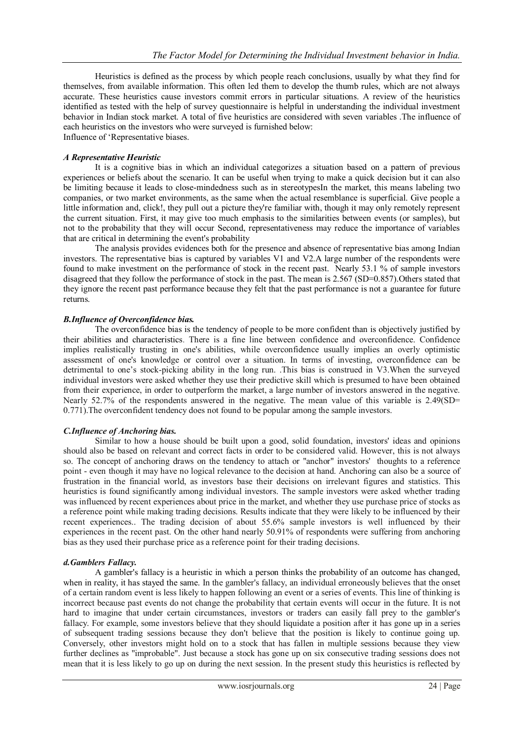Heuristics is defined as the process by which people reach conclusions, usually by what they find for themselves, from available information. This often led them to develop the thumb rules, which are not always accurate. These heuristics cause investors commit errors in particular situations. A review of the heuristics identified as tested with the help of survey questionnaire is helpful in understanding the individual investment behavior in Indian stock market. A total of five heuristics are considered with seven variables .The influence of each heuristics on the investors who were surveyed is furnished below:

Influence of 'Representative biases.

### *A Representative Heuristic*

It is a cognitive bias in which an individual categorizes a situation based on a pattern of previous experiences or beliefs about the scenario. It can be useful when trying to make a quick decision but it can also be limiting because it leads to close-mindedness such as in stereotypesIn the market, this means labeling two companies, or two market environments, as the same when the actual resemblance is superficial. Give people a little information and, click!, they pull out a picture they're familiar with, though it may only remotely represent the current situation. First, it may give too much emphasis to the similarities between events (or samples), but not to the probability that they will occur Second, representativeness may reduce the importance of variables that are critical in determining the event's probability

The analysis provides evidences both for the presence and absence of representative bias among Indian investors. The representative bias is captured by variables V1 and V2.A large number of the respondents were found to make investment on the performance of stock in the recent past. Nearly 53.1 % of sample investors disagreed that they follow the performance of stock in the past. The mean is 2.567 (SD=0.857).Others stated that they ignore the recent past performance because they felt that the past performance is not a guarantee for future returns.

### *B.Influence of Overconfidence bias.*

The overconfidence bias is the tendency of people to be more confident than is objectively justified by their abilities and characteristics. There is a fine line between confidence and overconfidence. Confidence implies realistically trusting in one's abilities, while overconfidence usually implies an overly optimistic assessment of one's knowledge or control over a situation. In terms of investing, overconfidence can be detrimental to one's stock-picking ability in the long run. .This bias is construed in V3.When the surveyed individual investors were asked whether they use their predictive skill which is presumed to have been obtained from their experience, in order to outperform the market, a large number of investors answered in the negative. Nearly 52.7% of the respondents answered in the negative. The mean value of this variable is 2.49(SD= 0.771).The overconfident tendency does not found to be popular among the sample investors.

### *C.Influence of Anchoring bias.*

Similar to how a house should be built upon a good, solid foundation, investors' ideas and opinions should also be based on relevant and correct facts in order to be considered valid. However, this is not always so. The concept of anchoring draws on the tendency to attach or "anchor" investors' thoughts to a reference point - even though it may have no logical relevance to the decision at hand. Anchoring can also be a source of frustration in the financial world, as investors base their decisions on irrelevant figures and statistics. This heuristics is found significantly among individual investors. The sample investors were asked whether trading was influenced by recent experiences about price in the market, and whether they use purchase price of stocks as a reference point while making trading decisions. Results indicate that they were likely to be influenced by their recent experiences.. The trading decision of about 55.6% sample investors is well influenced by their experiences in the recent past. On the other hand nearly 50.91% of respondents were suffering from anchoring bias as they used their purchase price as a reference point for their trading decisions.

### *d.Gamblers Fallacy.*

A gambler's fallacy is a heuristic in which a person thinks the probability of an outcome has changed, when in reality, it has stayed the same. In the gambler's fallacy, an individual erroneously believes that the onset of a certain random event is less likely to happen following an event or a series of events. This line of thinking is incorrect because past events do not change the probability that certain events will occur in the future. It is not hard to imagine that under certain circumstances, investors or traders can easily fall prey to the gambler's fallacy. For example, some investors believe that they should liquidate a position after it has gone up in a series of subsequent trading sessions because they don't believe that the position is likely to continue going up. Conversely, other investors might hold on to a stock that has fallen in multiple sessions because they view further declines as "improbable". Just because a stock has gone up on six consecutive trading sessions does not mean that it is less likely to go up on during the next session. In the present study this heuristics is reflected by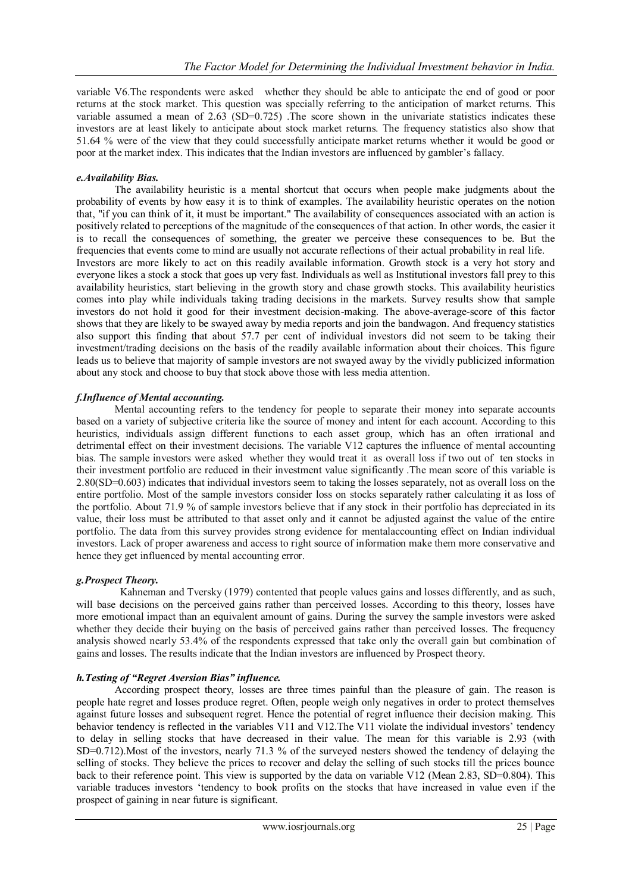variable V6.The respondents were asked  whether they should be able to anticipate the end of good or poor returns at the stock market. This question was specially referring to the anticipation of market returns. This variable assumed a mean of 2.63 (SD=0.725) .The score shown in the univariate statistics indicates these investors are at least likely to anticipate about stock market returns. The frequency statistics also show that 51.64 % were of the view that they could successfully anticipate market returns whether it would be good or poor at the market index. This indicates that the Indian investors are influenced by gambler's fallacy.

### *e.Availability Bias.*

The availability heuristic is a mental shortcut that occurs when people make judgments about the probability of events by how easy it is to think of examples. The availability heuristic operates on the notion that, "if you can think of it, it must be important." The availability of consequences associated with an action is positively related to perceptions of the magnitude of the consequences of that action. In other words, the easier it is to recall the consequences of something, the greater we perceive these consequences to be. But the frequencies that events come to mind are usually not accurate reflections of their actual probability in real life.
Investors are more likely to act on this readily available information. Growth stock is a very hot story and everyone likes a stock a stock that goes up very fast. Individuals as well as Institutional investors fall prey to this availability heuristics, start believing in the growth story and chase growth stocks. This availability heuristics comes into play while individuals taking trading decisions in the markets. Survey results show that sample investors do not hold it good for their investment decision-making. The above-average-score of this factor shows that they are likely to be swayed away by media reports and join the bandwagon. And frequency statistics also support this finding that about 57.7 per cent of individual investors did not seem to be taking their investment/trading decisions on the basis of the readily available information about their choices. This figure leads us to believe that majority of sample investors are not swayed away by the vividly publicized information about any stock and choose to buy that stock above those with less media attention.

### *f.Influence of Mental accounting.*

Mental accounting refers to the tendency for people to separate their money into separate accounts based on a variety of subjective criteria like the source of money and intent for each account. According to this heuristics, individuals assign different functions to each asset group, which has an often irrational and detrimental effect on their investment decisions. The variable V12 captures the influence of mental accounting bias. The sample investors were asked  whether they would treat it  as overall loss if two out of  ten stocks in their investment portfolio are reduced in their investment value significantly .The mean score of this variable is 2.80(SD=0.603) indicates that individual investors seem to taking the losses separately, not as overall loss on the entire portfolio. Most of the sample investors consider loss on stocks separately rather calculating it as loss of the portfolio. About 71.9 % of sample investors believe that if any stock in their portfolio has depreciated in its value, their loss must be attributed to that asset only and it cannot be adjusted against the value of the entire portfolio. The data from this survey provides strong evidence for mentalaccounting effect on Indian individual investors. Lack of proper awareness and access to right source of information make them more conservative and hence they get influenced by mental accounting error.

### *g.Prospect Theory.*

Kahneman and Tversky (1979) contented that people values gains and losses differently, and as such, will base decisions on the perceived gains rather than perceived losses. According to this theory, losses have more emotional impact than an equivalent amount of gains. During the survey the sample investors were asked whether they decide their buying on the basis of perceived gains rather than perceived losses. The frequency analysis showed nearly 53.4% of the respondents expressed that take only the overall gain but combination of gains and losses. The results indicate that the Indian investors are influenced by Prospect theory.

### *h.Testing of "Regret Aversion Bias" influence.*

According prospect theory, losses are three times painful than the pleasure of gain. The reason is people hate regret and losses produce regret. Often, people weigh only negatives in order to protect themselves against future losses and subsequent regret. Hence the potential of regret influence their decision making. This behavior tendency is reflected in the variables V11 and V12.The V11 violate the individual investors' tendency to delay in selling stocks that have decreased in their value. The mean for this variable is 2.93 (with SD=0.712).Most of the investors, nearly 71.3 % of the surveyed nesters showed the tendency of delaying the selling of stocks. They believe the prices to recover and delay the selling of such stocks till the prices bounce back to their reference point. This view is supported by the data on variable V12 (Mean 2.83, SD=0.804). This variable traduces investors 'tendency to book profits on the stocks that have increased in value even if the prospect of gaining in near future is significant.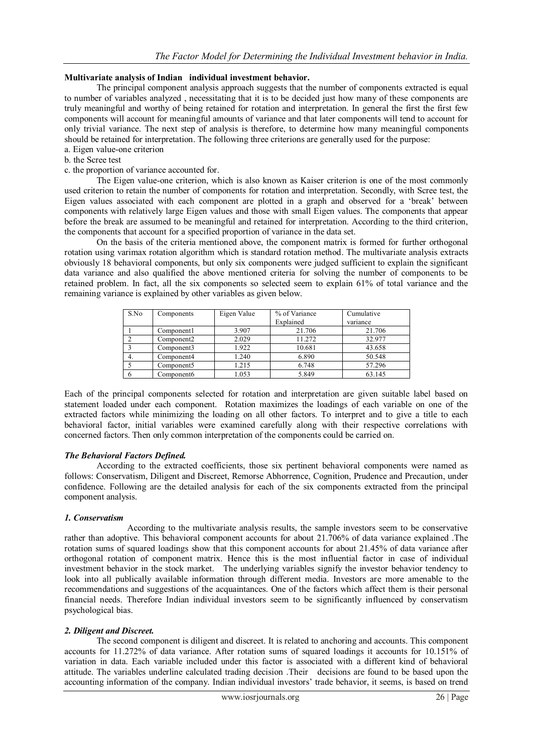**Multivariate analysis of Indian individual investment behavior.**

The principal component analysis approach suggests that the number of components extracted is equal to number of variables analyzed , necessitating that it is to be decided just how many of these components are truly meaningful and worthy of being retained for rotation and interpretation. In general the first the first few components will account for meaningful amounts of variance and that later components will tend to account for only trivial variance. The next step of analysis is therefore, to determine how many meaningful components should be retained for interpretation. The following three criterions are generally used for the purpose:

a. Eigen value-one criterion
b. the Scree test
c. the proportion of variance accounted for.

The Eigen value-one criterion, which is also known as Kaiser criterion is one of the most commonly used criterion to retain the number of components for rotation and interpretation. Secondly, with Scree test, the Eigen values associated with each component are plotted in a graph and observed for a 'break' between components with relatively large Eigen values and those with small Eigen values. The components that appear before the break are assumed to be meaningful and retained for interpretation. According to the third criterion, the components that account for a specified proportion of variance in the data set.

On the basis of the criteria mentioned above, the component matrix is formed for further orthogonal rotation using varimax rotation algorithm which is standard rotation method. The multivariate analysis extracts obviously 18 behavioral components, but only six components were judged sufficient to explain the significant data variance and also qualified the above mentioned criteria for solving the number of components to be retained problem. In fact, all the six components so selected seem to explain 61% of total variance and the remaining variance is explained by other variables as given below.

| S.No | Components | Eigen Value | % of Variance Explained | Cumulative variance |
|---|---|---|---|---|
| 1 | Component1 | 3.907 | 21.706 | 21.706 |
| 2 | Component2 | 2.029 | 11.272 | 32.977 |
| 3 | Component3 | 1.922 | 10.681 | 43.658 |
| 4. | Component4 | 1.240 | 6.890 | 50.548 |
| 5 | Component5 | 1.215 | 6.748 | 57.296 |
| 6 | Component6 | 1.053 | 5.849 | 63.145 |

Each of the principal components selected for rotation and interpretation are given suitable label based on statement loaded under each component. Rotation maximizes the loadings of each variable on one of the extracted factors while minimizing the loading on all other factors. To interpret and to give a title to each behavioral factor, initial variables were examined carefully along with their respective correlations with concerned factors. Then only common interpretation of the components could be carried on.

***The Behavioral Factors Defined.***

According to the extracted coefficients, those six pertinent behavioral components were named as follows: Conservatism, Diligent and Discreet, Remorse Abhorrence, Cognition, Prudence and Precaution, under confidence. Following are the detailed analysis for each of the six components extracted from the principal component analysis.

***1. Conservatism***

According to the multivariate analysis results, the sample investors seem to be conservative rather than adoptive. This behavioral component accounts for about 21.706% of data variance explained .The rotation sums of squared loadings show that this component accounts for about 21.45% of data variance after orthogonal rotation of component matrix. Hence this is the most influential factor in case of individual investment behavior in the stock market. The underlying variables signify the investor behavior tendency to look into all publically available information through different media. Investors are more amenable to the recommendations and suggestions of the acquaintances. One of the factors which affect them is their personal financial needs. Therefore Indian individual investors seem to be significantly influenced by conservatism psychological bias.

***2. Diligent and Discreet.***

The second component is diligent and discreet. It is related to anchoring and accounts. This component accounts for 11.272% of data variance. After rotation sums of squared loadings it accounts for 10.151% of variation in data. Each variable included under this factor is associated with a different kind of behavioral attitude. The variables underline calculated trading decision .Their decisions are found to be based upon the accounting information of the company. Indian individual investors' trade behavior, it seems, is based on trend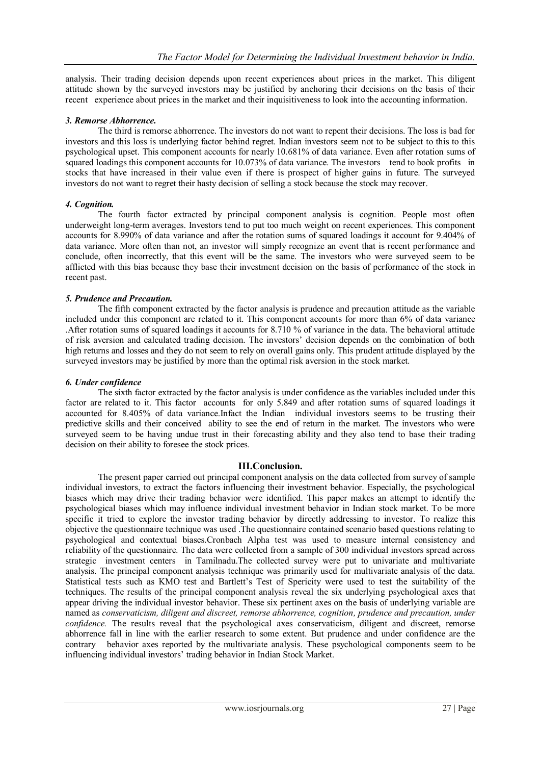analysis. Their trading decision depends upon recent experiences about prices in the market. This diligent attitude shown by the surveyed investors may be justified by anchoring their decisions on the basis of their recent experience about prices in the market and their inquisitiveness to look into the accounting information.

### *3. Remorse Abhorrence.*

The third is remorse abhorrence. The investors do not want to repent their decisions. The loss is bad for investors and this loss is underlying factor behind regret. Indian investors seem not to be subject to this to this psychological upset. This component accounts for nearly 10.681% of data variance. Even after rotation sums of squared loadings this component accounts for 10.073% of data variance. The investors tend to book profits in stocks that have increased in their value even if there is prospect of higher gains in future. The surveyed investors do not want to regret their hasty decision of selling a stock because the stock may recover.

### *4. Cognition.*

The fourth factor extracted by principal component analysis is cognition. People most often underweight long-term averages. Investors tend to put too much weight on recent experiences. This component accounts for 8.990% of data variance and after the rotation sums of squared loadings it account for 9.404% of data variance. More often than not, an investor will simply recognize an event that is recent performance and conclude, often incorrectly, that this event will be the same. The investors who were surveyed seem to be afflicted with this bias because they base their investment decision on the basis of performance of the stock in recent past.

### *5. Prudence and Precaution.*

The fifth component extracted by the factor analysis is prudence and precaution attitude as the variable included under this component are related to it. This component accounts for more than 6% of data variance .After rotation sums of squared loadings it accounts for 8.710 % of variance in the data. The behavioral attitude of risk aversion and calculated trading decision. The investors' decision depends on the combination of both high returns and losses and they do not seem to rely on overall gains only. This prudent attitude displayed by the surveyed investors may be justified by more than the optimal risk aversion in the stock market.

### *6. Under confidence*

The sixth factor extracted by the factor analysis is under confidence as the variables included under this factor are related to it. This factor accounts for only 5.849 and after rotation sums of squared loadings it accounted for 8.405% of data variance.Infact the Indian individual investors seems to be trusting their predictive skills and their conceived ability to see the end of return in the market. The investors who were surveyed seem to be having undue trust in their forecasting ability and they also tend to base their trading decision on their ability to foresee the stock prices.

## III.Conclusion.

The present paper carried out principal component analysis on the data collected from survey of sample individual investors, to extract the factors influencing their investment behavior. Especially, the psychological biases which may drive their trading behavior were identified. This paper makes an attempt to identify the psychological biases which may influence individual investment behavior in Indian stock market. To be more specific it tried to explore the investor trading behavior by directly addressing to investor. To realize this objective the questionnaire technique was used .The questionnaire contained scenario based questions relating to psychological and contextual biases.Cronbach Alpha test was used to measure internal consistency and reliability of the questionnaire. The data were collected from a sample of 300 individual investors spread across strategic investment centers in Tamilnadu.The collected survey were put to univariate and multivariate analysis. The principal component analysis technique was primarily used for multivariate analysis of the data. Statistical tests such as KMO test and Bartlett's Test of Spericity were used to test the suitability of the techniques. The results of the principal component analysis reveal the six underlying psychological axes that appear driving the individual investor behavior. These six pertinent axes on the basis of underlying variable are named as *conservaticism, diligent and discreet, remorse abhorrence, cognition, prudence and precaution, under confidence.* The results reveal that the psychological axes conservaticism, diligent and discreet, remorse abhorrence fall in line with the earlier research to some extent. But prudence and under confidence are the contrary behavior axes reported by the multivariate analysis. These psychological components seem to be influencing individual investors' trading behavior in Indian Stock Market.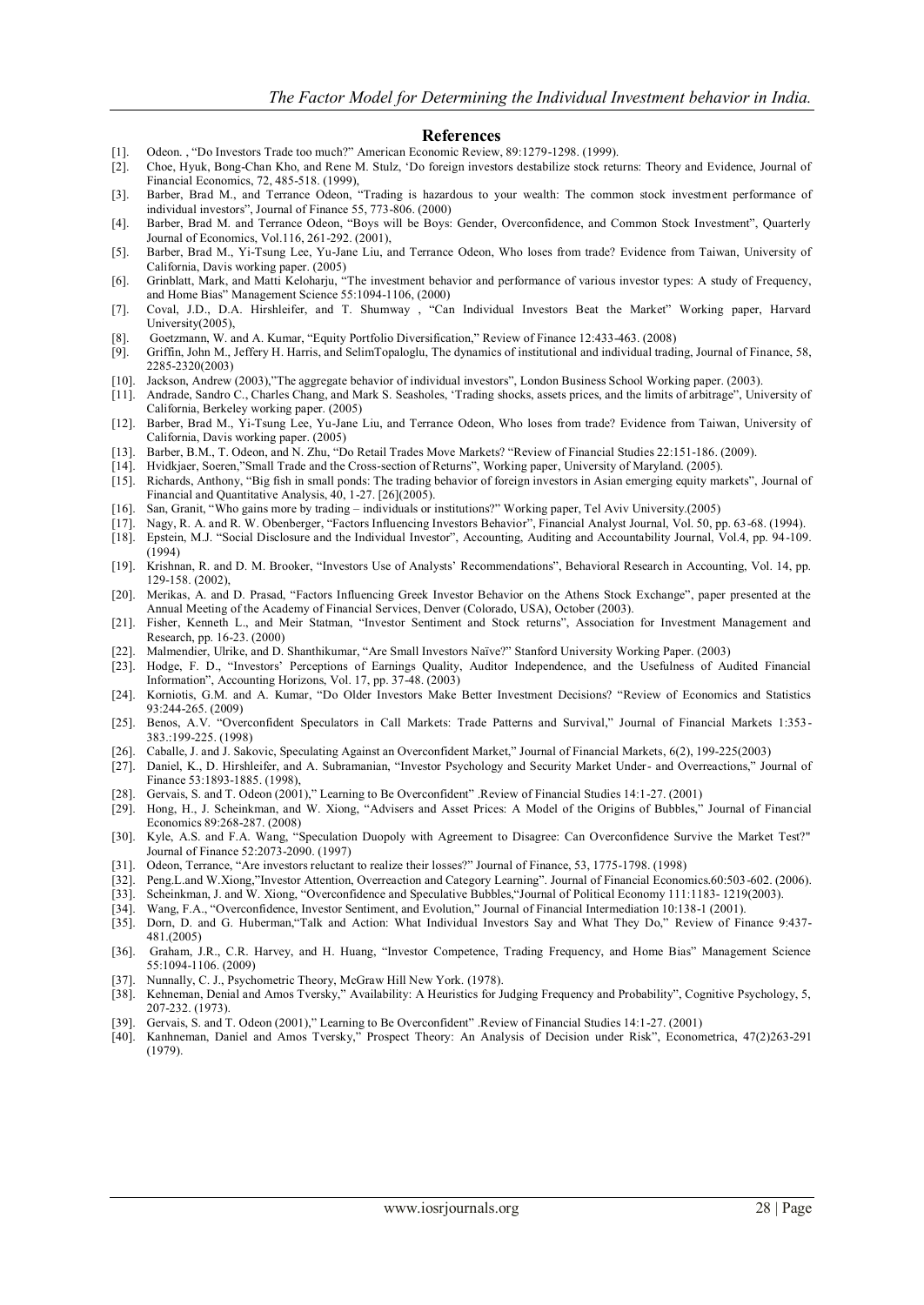## References

[1]. Odeon. , "Do Investors Trade too much?" American Economic Review, 89:1279-1298. (1999).
[2]. Choe, Hyuk, Bong-Chan Kho, and Rene M. Stulz, 'Do foreign investors destabilize stock returns: Theory and Evidence, Journal of Financial Economics, 72, 485-518. (1999),
[3]. Barber, Brad M., and Terrance Odeon, "Trading is hazardous to your wealth: The common stock investment performance of individual investors", Journal of Finance 55, 773-806. (2000)
[4]. Barber, Brad M. and Terrance Odeon, "Boys will be Boys: Gender, Overconfidence, and Common Stock Investment", Quarterly Journal of Economics, Vol.116, 261-292. (2001),
[5]. Barber, Brad M., Yi-Tsung Lee, Yu-Jane Liu, and Terrance Odeon, Who loses from trade? Evidence from Taiwan, University of California, Davis working paper. (2005)
[6]. Grinblatt, Mark, and Matti Keloharju, "The investment behavior and performance of various investor types: A study of Frequency, and Home Bias" Management Science 55:1094-1106, (2000)
[7]. Coval, J.D., D.A. Hirshleifer, and T. Shumway , "Can Individual Investors Beat the Market" Working paper, Harvard University(2005),
[8]. Goetzmann, W. and A. Kumar, "Equity Portfolio Diversification," Review of Finance 12:433-463. (2008)
[9]. Griffin, John M., Jeffery H. Harris, and SelimTopaloglu, The dynamics of institutional and individual trading, Journal of Finance, 58, 2285-2320(2003)
[10]. Jackson, Andrew (2003),"The aggregate behavior of individual investors", London Business School Working paper. (2003).
[11]. Andrade, Sandro C., Charles Chang, and Mark S. Seasholes, 'Trading shocks, assets prices, and the limits of arbitrage", University of California, Berkeley working paper. (2005)
[12]. Barber, Brad M., Yi-Tsung Lee, Yu-Jane Liu, and Terrance Odeon, Who loses from trade? Evidence from Taiwan, University of California, Davis working paper. (2005)
[13]. Barber, B.M., T. Odeon, and N. Zhu, "Do Retail Trades Move Markets? "Review of Financial Studies 22:151-186. (2009).
[14]. Hvidkjaer, Soeren,"Small Trade and the Cross-section of Returns", Working paper, University of Maryland. (2005).
[15]. Richards, Anthony, "Big fish in small ponds: The trading behavior of foreign investors in Asian emerging equity markets", Journal of Financial and Quantitative Analysis, 40, 1-27. [26](2005).
[16]. San, Granit, "Who gains more by trading – individuals or institutions?" Working paper, Tel Aviv University.(2005)
[17]. Nagy, R. A. and R. W. Obenberger, "Factors Influencing Investors Behavior", Financial Analyst Journal, Vol. 50, pp. 63-68. (1994).
[18]. Epstein, M.J. "Social Disclosure and the Individual Investor", Accounting, Auditing and Accountability Journal, Vol.4, pp. 94-109. (1994)
[19]. Krishnan, R. and D. M. Brooker, "Investors Use of Analysts' Recommendations", Behavioral Research in Accounting, Vol. 14, pp. 129-158. (2002),
[20]. Merikas, A. and D. Prasad, "Factors Influencing Greek Investor Behavior on the Athens Stock Exchange", paper presented at the Annual Meeting of the Academy of Financial Services, Denver (Colorado, USA), October (2003).
[21]. Fisher, Kenneth L., and Meir Statman, "Investor Sentiment and Stock returns", Association for Investment Management and Research, pp. 16-23. (2000)
[22]. Malmendier, Ulrike, and D. Shanthikumar, "Are Small Investors Naïve?" Stanford University Working Paper. (2003)
[23]. Hodge, F. D., "Investors' Perceptions of Earnings Quality, Auditor Independence, and the Usefulness of Audited Financial Information", Accounting Horizons, Vol. 17, pp. 37-48. (2003)
[24]. Korniotis, G.M. and A. Kumar, "Do Older Investors Make Better Investment Decisions? "Review of Economics and Statistics 93:244-265. (2009)
[25]. Benos, A.V. "Overconfident Speculators in Call Markets: Trade Patterns and Survival," Journal of Financial Markets 1:353-383.:199-225. (1998)
[26]. Caballe, J. and J. Sakovic, Speculating Against an Overconfident Market," Journal of Financial Markets, 6(2), 199-225(2003)
[27]. Daniel, K., D. Hirshleifer, and A. Subramanian, "Investor Psychology and Security Market Under- and Overreactions," Journal of Finance 53:1893-1885. (1998),
[28]. Gervais, S. and T. Odeon (2001)," Learning to Be Overconfident" .Review of Financial Studies 14:1-27. (2001)
[29]. Hong, H., J. Scheinkman, and W. Xiong, "Advisers and Asset Prices: A Model of the Origins of Bubbles," Journal of Financial Economics 89:268-287. (2008)
[30]. Kyle, A.S. and F.A. Wang, "Speculation Duopoly with Agreement to Disagree: Can Overconfidence Survive the Market Test?" Journal of Finance 52:2073-2090. (1997)
[31]. Odeon, Terrance, "Are investors reluctant to realize their losses?" Journal of Finance, 53, 1775-1798. (1998)
[32]. Peng.L.and W.Xiong,"Investor Attention, Overreaction and Category Learning". Journal of Financial Economics.60:503-602. (2006).
[33]. Scheinkman, J. and W. Xiong, "Overconfidence and Speculative Bubbles,"Journal of Political Economy 111:1183- 1219(2003).
[34]. Wang, F.A., "Overconfidence, Investor Sentiment, and Evolution," Journal of Financial Intermediation 10:138-1 (2001).
[35]. Dorn, D. and G. Huberman,"Talk and Action: What Individual Investors Say and What They Do," Review of Finance 9:437-481.(2005)
[36]. Graham, J.R., C.R. Harvey, and H. Huang, "Investor Competence, Trading Frequency, and Home Bias" Management Science 55:1094-1106. (2009)
[37]. Nunnally, C. J., Psychometric Theory, McGraw Hill New York. (1978).
[38]. Kehneman, Denial and Amos Tversky," Availability: A Heuristics for Judging Frequency and Probability", Cognitive Psychology, 5, 207-232. (1973).
[39]. Gervais, S. and T. Odeon (2001)," Learning to Be Overconfident" .Review of Financial Studies 14:1-27. (2001)
[40]. Kanhneman, Daniel and Amos Tversky," Prospect Theory: An Analysis of Decision under Risk", Econometrica, 47(2)263-291 (1979).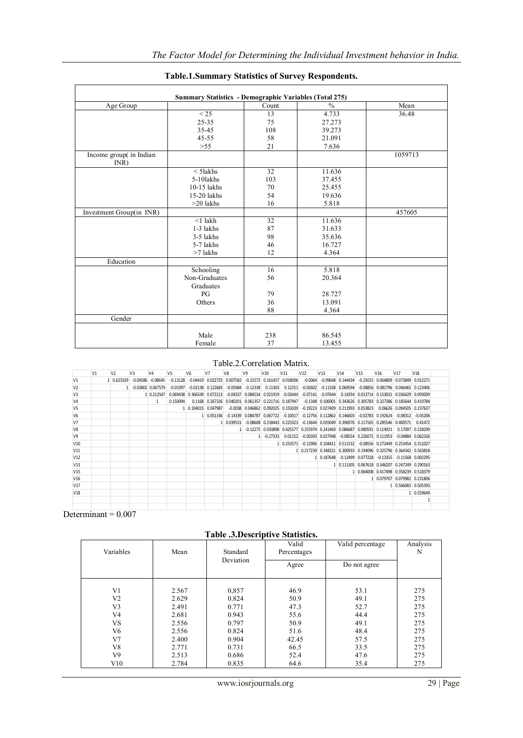## Table.1.Summary Statistics of Survey Respondents.

| Summary Statistics - Demographic Variables (Total 275) | | | | |
|---|---|---|---|---|
| Age Group | | Count | % | Mean |
| | < 25 | 13 | 4.733 | 36.48 |
| | 25-35 | 75 | 27.273 | |
| | 35-45 | 108 | 39.273 | |
| | 45-55 | 58 | 21.091 | |
| | >55 | 21 | 7.636 | |
| Income group( in Indian INR) | | | | 1059713 |
| | < 5lakhs | 32 | 11.636 | |
| | 5-10lakhs | 103 | 37.455 | |
| | 10-15 lakhs | 70 | 25.455 | |
| | 15-20 lakhs | 54 | 19.636 | |
| | >20 lakhs | 16 | 5.818 | |
| Investment Group(in INR) | | | | 457605 |
| | <1 lakh | 32 | 11.636 | |
| | 1-3 lakhs | 87 | 31.633 | |
| | 3-5 lakhs | 98 | 35.636 | |
| | 5-7 lakhs | 46 | 16.727 | |
| | >7 lakhs | 12 | 4.364 | |
| Education | | | | |
| | Schooling | 16 | 5.818 | |
| | Non-Graduates | 56 | 20.364 | |
| | Graduates | | | |
| | PG | 79 | 28.727 | |
| | Others | 36 | 13.091 | |
| | | 88 | 4.364 | |
| Gender | | | | |
| | Male | 238 | 86.545 | |
| | Female | 37 | 13.455 | |

## Table.2.Correlation Matrix.

| | V1 | V2 | V3 | V4 | V5 | V6 | V7 | V8 | V9 | V10 | V11 | V12 | V13 | V14 | V15 | V16 | V17 | V18 |
|---|---|---|---|---|---|---|---|---|---|---|---|---|---|---|---|---|---|---|
| V1 | 1 | 0.623329 | -0.04586 | -0.08645 | -0.13128 | -0.04419 | 0.022725 | 0.007582 | -0.21572 | 0.161457 | 0.018006 | -0.0064 | -0.09648 | 0.144434 | -0.25015 | 0.064809 | 0.073849 | 0.012271 |
| V2 | | 1 | -0.03802 | 0.067579 | -0.01097 | -0.02138 | 0.122683 | -0.05984 | -0.12338 | 0.11303 | 0.12251 | -0.02602 | -0.11338 | 0.069594 | -0.08856 | 0.081796 | 0.046465 | 0.123406 |
| V3 | | | 1 | 0.212547 | 0.069438 | 0.366549 | 0.072213 | -0.04337 | 0.084534 | 0.021919 | -0.03444 | -0.07141 | -0.07644 | 0.14354 | 0.013714 | 0.153031 | 0.036429 | 0.093009 |
| V4 | | | | 1 | 0.150094 | 0.1168 | 0.267326 | 0.040201 | 0.061357 | 0.221716 | 0.187947 | -0.1348 | 0.106901 | 0.343626 | 0.305783 | 0.327386 | 0.185644 | 0.419784 |
| V5 | | | | | 1 | 0.104015 | 0.047987 | -0.0038 | 0.046862 | 0.092025 | 0.155039 | -0.19223 | 0.027409 | 0.211993 | 0.053823 | 0.06626 | 0.094505 | 0.237637 |
| V6 | | | | | | 1 | 0.051336 | -0.14339 | 0.084787 | 0.067722 | -0.10017 | -0.12756 | 0.112862 | 0.146603 | -0.02783 | 0.192624 | -0.08312 | -0.05206 |
| V7 | | | | | | | 1 | 0.039531 | -0.08608 | 0.218443 | 0.223323 | -0.13644 | 0.035049 | 0.396976 | 0.117165 | 0.285546 | 0.400571 | 0.41472 |
| V8 | | | | | | | | 1 | -0.12275 | 0.033898 | 0.425577 | 0.255974 | 0.241469 | 0.086687 | 0.080591 | 0.114921 | 0.17097 | 0.228299 |
| V9 | | | | | | | | | 1 | -0.27333 | 0.01152 | -0.00393 | 0.027948 | -0.08554 | 0.226072 | 0.111953 | -0.04884 | 0.062326 |
| V10 | | | | | | | | | | 1 | 0.253571 | -0.12906 | 0.104411 | 0.511532 | -0.08556 | 0.272449 | 0.253454 | 0.311027 |
| V11 | | | | | | | | | | | 1 | 0.217239 | 0.348321 | 0.300933 | 0.194096 | 0.325796 | 0.364342 | 0.563818 |
| V12 | | | | | | | | | | | | 1 | 0.187648 | -0.12499 | 0.077228 | -0.13355 | -0.11568 | 0.002295 |
| V13 | | | | | | | | | | | | | 1 | 0.111305 | 0.067618 | 0.346207 | 0.247249 | 0.290163 |
| V15 | | | | | | | | | | | | | | 1 | 0.064008 | 0.417498 | 0.358239 | 0.518379 |
| V16 | | | | | | | | | | | | | | | 1 | 0.079707 | 0.079982 | 0.231806 |
| V17 | | | | | | | | | | | | | | | | 1 | 0.566083 | 0.505393 |
| V18 | | | | | | | | | | | | | | | | | 1 | 0.559649 |
| | | | | | | | | | | | | | | | | | | 1 |

Determinant = 0.007

## Table .3.Descriptive Statistics.

| Variables | Mean | Standard Deviation | Valid Percentages | Valid percentage | Analysis N |
|---|---|---|---|---|---|
| | | | Agree | Do not agree | |
| V1 | 2.567 | 0,857 | 46.9 | 53.1 | 275 |
| V2 | 2.629 | 0.824 | 50.9 | 49.1 | 275 |
| V3 | 2.491 | 0.771 | 47.3 | 52.7 | 275 |
| V4 | 2.681 | 0.943 | 55.6 | 44.4 | 275 |
| VS | 2.556 | 0.797 | 50.9 | 49.1 | 275 |
| V6 | 2.556 | 0.824 | 51.6 | 48.4 | 275 |
| V7 | 2.400 | 0.904 | 42.45 | 57.5 | 275 |
| V8 | 2.771 | 0.731 | 66.5 | 33.5 | 275 |
| V9 | 2.513 | 0.686 | 52.4 | 47.6 | 275 |
| V10 | 2.784 | 0.835 | 64.6 | 35.4 | 275 |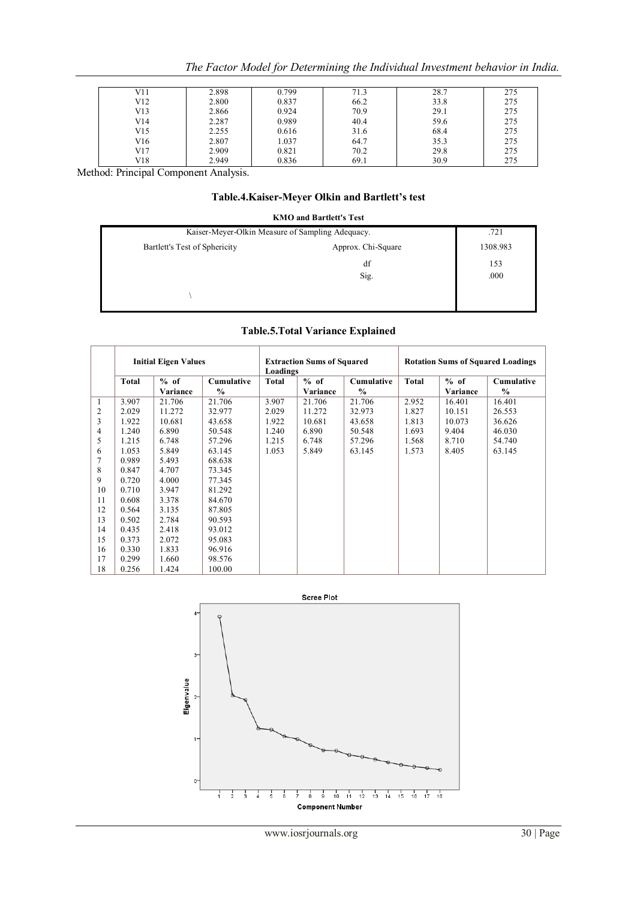| V11 | 2.898 | 0.799 | 71.3 | 28.7 | 275 |
|---|---|---|---|---|---|
| V12 | 2.800 | 0.837 | 66.2 | 33.8 | 275 |
| V13 | 2.866 | 0.924 | 70.9 | 29.1 | 275 |
| V14 | 2.287 | 0.989 | 40.4 | 59.6 | 275 |
| V15 | 2.255 | 0.616 | 31.6 | 68.4 | 275 |
| V16 | 2.807 | 1.037 | 64.7 | 35.3 | 275 |
| V17 | 2.909 | 0.821 | 70.2 | 29.8 | 275 |
| V18 | 2.949 | 0.836 | 69.1 | 30.9 | 275 |

Method: Principal Component Analysis.

### Table.4.Kaiser-Meyer Olkin and Bartlett's test

**KMO and Bartlett's Test**

| Kaiser-Meyer-Olkin Measure of Sampling Adequacy. | | .721 |
|---|---|---|
| Bartlett's Test of Sphericity | Approx. Chi-Square | 1308.983 |
| | df | 153 |
| | Sig. | .000 |

### Table.5.Total Variance Explained

| | Initial Eigen Values | | | Extraction Sums of Squared Loadings | | | Rotation Sums of Squared Loadings | | |
|---|---|---|---|---|---|---|---|---|---|
| | Total | % of Variance | Cumulative % | Total | % of Variance | Cumulative % | Total | % of Variance | Cumulative % |
| 1 | 3.907 | 21.706 | 21.706 | 3.907 | 21.706 | 21.706 | 2.952 | 16.401 | 16.401 |
| 2 | 2.029 | 11.272 | 32.977 | 2.029 | 11.272 | 32.973 | 1.827 | 10.151 | 26.553 |
| 3 | 1.922 | 10.681 | 43.658 | 1.922 | 10.681 | 43.658 | 1.813 | 10.073 | 36.626 |
| 4 | 1.240 | 6.890 | 50.548 | 1.240 | 6.890 | 50.548 | 1.693 | 9.404 | 46.030 |
| 5 | 1.215 | 6.748 | 57.296 | 1.215 | 6.748 | 57.296 | 1.568 | 8.710 | 54.740 |
| 6 | 1.053 | 5.849 | 63.145 | 1.053 | 5.849 | 63.145 | 1.573 | 8.405 | 63.145 |
| 7 | 0.989 | 5.493 | 68.638 | | | | | | |
| 8 | 0.847 | 4.707 | 73.345 | | | | | | |
| 9 | 0.720 | 4.000 | 77.345 | | | | | | |
| 10 | 0.710 | 3.947 | 81.292 | | | | | | |
| 11 | 0.608 | 3.378 | 84.670 | | | | | | |
| 12 | 0.564 | 3.135 | 87.805 | | | | | | |
| 13 | 0.502 | 2.784 | 90.593 | | | | | | |
| 14 | 0.435 | 2.418 | 93.012 | | | | | | |
| 15 | 0.373 | 2.072 | 95.083 | | | | | | |
| 16 | 0.330 | 1.833 | 96.916 | | | | | | |
| 17 | 0.299 | 1.660 | 98.576 | | | | | | |
| 18 | 0.256 | 1.424 | 100.00 | | | | | | |

Scree Plot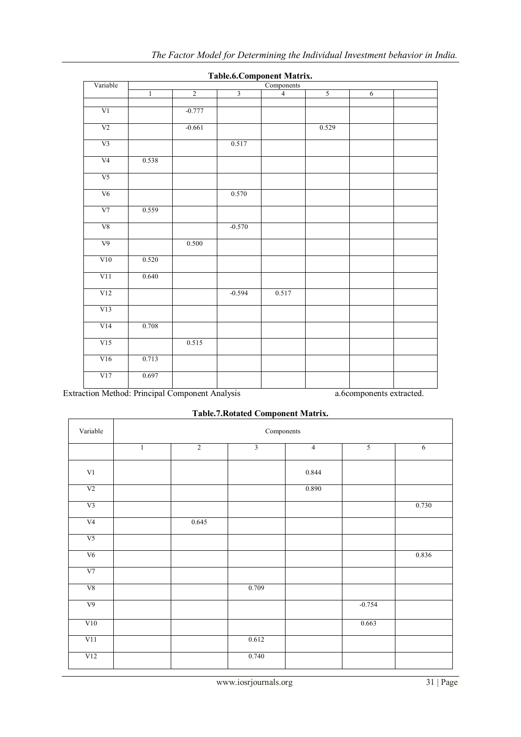**Table.6.Component Matrix.**

| Variable | Components | | | | | | |
|---|---|---|---|---|---|---|---|
| | 1 | 2 | 3 | 4 | 5 | 6 | |
| V1 | | -0.777 | | | | | |
| V2 | | -0.661 | | | 0.529 | | |
| V3 | | | 0.517 | | | | |
| V4 | 0.538 | | | | | | |
| V5 | | | | | | | |
| V6 | | | 0.570 | | | | |
| V7 | 0.559 | | | | | | |
| V8 | | | -0.570 | | | | |
| V9 | | 0.500 | | | | | |
| V10 | 0.520 | | | | | | |
| V11 | 0.640 | | | | | | |
| V12 | | | -0.594 | 0.517 | | | |
| V13 | | | | | | | |
| V14 | 0.708 | | | | | | |
| V15 | | 0.515 | | | | | |
| V16 | 0.713 | | | | | | |
| V17 | 0.697 | | | | | | |

Extraction Method: Principal Component Analysis a.6components extracted.

**Table.7.Rotated Component Matrix.**

| Variable | Components | | | | | |
|---|---|---|---|---|---|---|
| | 1 | 2 | 3 | 4 | 5 | 6 |
| V1 | | | | 0.844 | | |
| V2 | | | | 0.890 | | |
| V3 | | | | | | 0.730 |
| V4 | | 0.645 | | | | |
| V5 | | | | | | |
| V6 | | | | | | 0.836 |
| V7 | | | | | | |
| V8 | | | 0.709 | | | |
| V9 | | | | | -0.754 | |
| V10 | | | | | 0.663 | |
| V11 | | | 0.612 | | | |
| V12 | | | 0.740 | | | |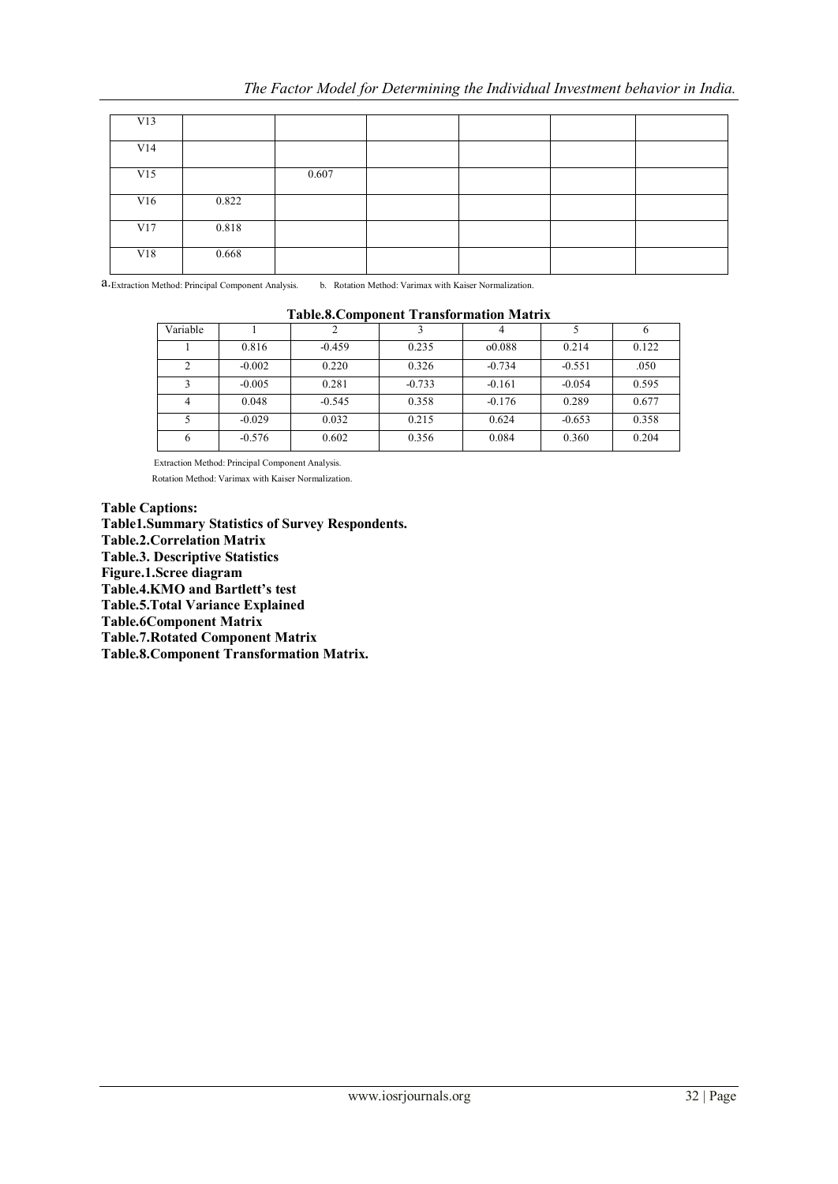| | | | | | | |
|---|---|---|---|---|---|---|
| V13 | | | | | | |
| V14 | | | | | | |
| V15 | | 0.607 | | | | |
| V16 | 0.822 | | | | | |
| V17 | 0.818 | | | | | |
| V18 | 0.668 | | | | | |

a. Extraction Method: Principal Component Analysis. b. Rotation Method: Varimax with Kaiser Normalization.

**Table.8.Component Transformation Matrix**

| Variable | 1 | 2 | 3 | 4 | 5 | 6 |
|---|---|---|---|---|---|---|
| 1 | 0.816 | -0.459 | 0.235 | o0.088 | 0.214 | 0.122 |
| 2 | -0.002 | 0.220 | 0.326 | -0.734 | -0.551 | .050 |
| 3 | -0.005 | 0.281 | -0.733 | -0.161 | -0.054 | 0.595 |
| 4 | 0.048 | -0.545 | 0.358 | -0.176 | 0.289 | 0.677 |
| 5 | -0.029 | 0.032 | 0.215 | 0.624 | -0.653 | 0.358 |
| 6 | -0.576 | 0.602 | 0.356 | 0.084 | 0.360 | 0.204 |

Extraction Method: Principal Component Analysis.
Rotation Method: Varimax with Kaiser Normalization.

**Table Captions:**
**Table1.Summary Statistics of Survey Respondents.**
**Table.2.Correlation Matrix**
**Table.3. Descriptive Statistics**
**Figure.1.Scree diagram**
**Table.4.KMO and Bartlett's test**
**Table.5.Total Variance Explained**
**Table.6Component Matrix**
**Table.7.Rotated Component Matrix**
**Table.8.Component Transformation Matrix.**